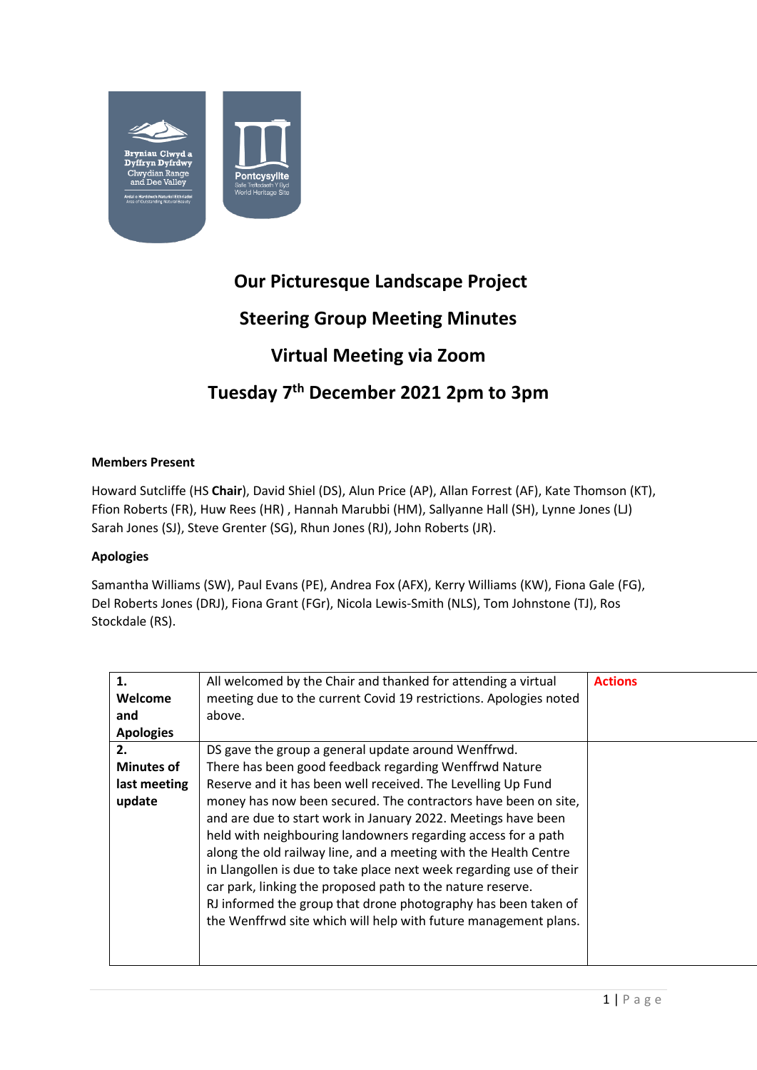# Our Picturesque Landscape Project

## Steering Group Meeting Minutes

## Virtual Meeting via Zoom

## Tuesday 7th December 2021 2pm to 3pm

**Members Present**

Howard Sutcliffe (HS **Chair**), David Shiel (DS), Alun Price (AP), Allan Forrest (AF), Kate Thomson (KT), Ffion Roberts (FR), Huw Rees (HR) , Hannah Marubbi (HM), Sallyanne Hall (SH), Lynne Jones (LJ) Sarah Jones (SJ), Steve Grenter (SG), Rhun Jones (RJ), John Roberts (JR).

**Apologies**

Samantha Williams (SW), Paul Evans (PE), Andrea Fox (AFX), Kerry Williams (KW), Fiona Gale (FG), Del Roberts Jones (DRJ), Fiona Grant (FGr), Nicola Lewis-Smith (NLS), Tom Johnstone (TJ), Ros Stockdale (RS).

| | | |
|---|---|---|
| **1. Welcome and Apologies** | All welcomed by the Chair and thanked for attending a virtual meeting due to the current Covid 19 restrictions. Apologies noted above. | **Actions** |
| **2. Minutes of last meeting update** | DS gave the group a general update around Wenffrwd. There has been good feedback regarding Wenffrwd Nature Reserve and it has been well received. The Levelling Up Fund money has now been secured. The contractors have been on site, and are due to start work in January 2022. Meetings have been held with neighbouring landowners regarding access for a path along the old railway line, and a meeting with the Health Centre in Llangollen is due to take place next week regarding use of their car park, linking the proposed path to the nature reserve. RJ informed the group that drone photography has been taken of the Wenffrwd site which will help with future management plans. | |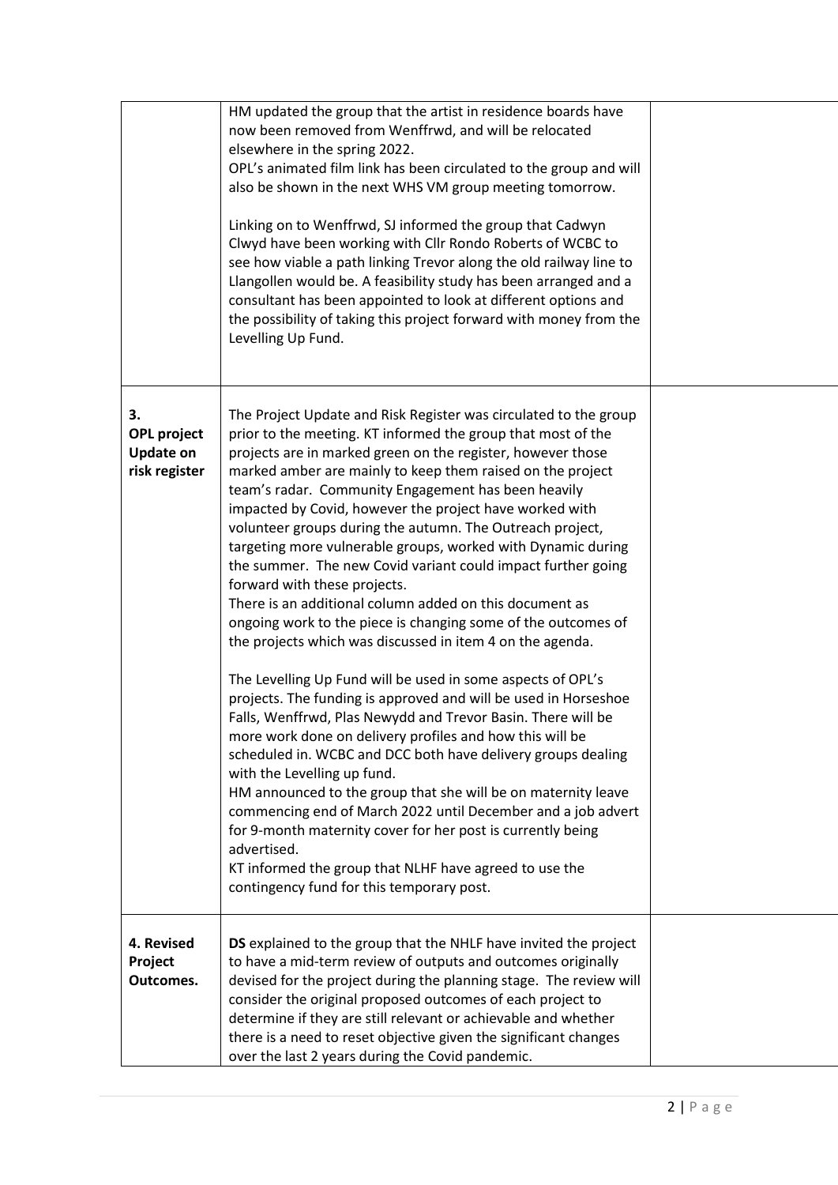| | | |
|---|---|---|
| | HM updated the group that the artist in residence boards have now been removed from Wenffrwd, and will be relocated elsewhere in the spring 2022.<br>OPL's animated film link has been circulated to the group and will also be shown in the next WHS VM group meeting tomorrow.<br><br>Linking on to Wenffrwd, SJ informed the group that Cadwyn Clwyd have been working with Cllr Rondo Roberts of WCBC to see how viable a path linking Trevor along the old railway line to Llangollen would be. A feasibility study has been arranged and a consultant has been appointed to look at different options and the possibility of taking this project forward with money from the Levelling Up Fund. | |
| **3. OPL project Update on risk register** | The Project Update and Risk Register was circulated to the group prior to the meeting. KT informed the group that most of the projects are in marked green on the register, however those marked amber are mainly to keep them raised on the project team's radar. Community Engagement has been heavily impacted by Covid, however the project have worked with volunteer groups during the autumn. The Outreach project, targeting more vulnerable groups, worked with Dynamic during the summer. The new Covid variant could impact further going forward with these projects.<br>There is an additional column added on this document as ongoing work to the piece is changing some of the outcomes of the projects which was discussed in item 4 on the agenda.<br><br>The Levelling Up Fund will be used in some aspects of OPL's projects. The funding is approved and will be used in Horseshoe Falls, Wenffrwd, Plas Newydd and Trevor Basin. There will be more work done on delivery profiles and how this will be scheduled in. WCBC and DCC both have delivery groups dealing with the Levelling up fund.<br>HM announced to the group that she will be on maternity leave commencing end of March 2022 until December and a job advert for 9-month maternity cover for her post is currently being advertised.<br>KT informed the group that NLHF have agreed to use the contingency fund for this temporary post. | |
| **4. Revised Project Outcomes.** | **DS** explained to the group that the NHLF have invited the project to have a mid-term review of outputs and outcomes originally devised for the project during the planning stage. The review will consider the original proposed outcomes of each project to determine if they are still relevant or achievable and whether there is a need to reset objective given the significant changes over the last 2 years during the Covid pandemic. | |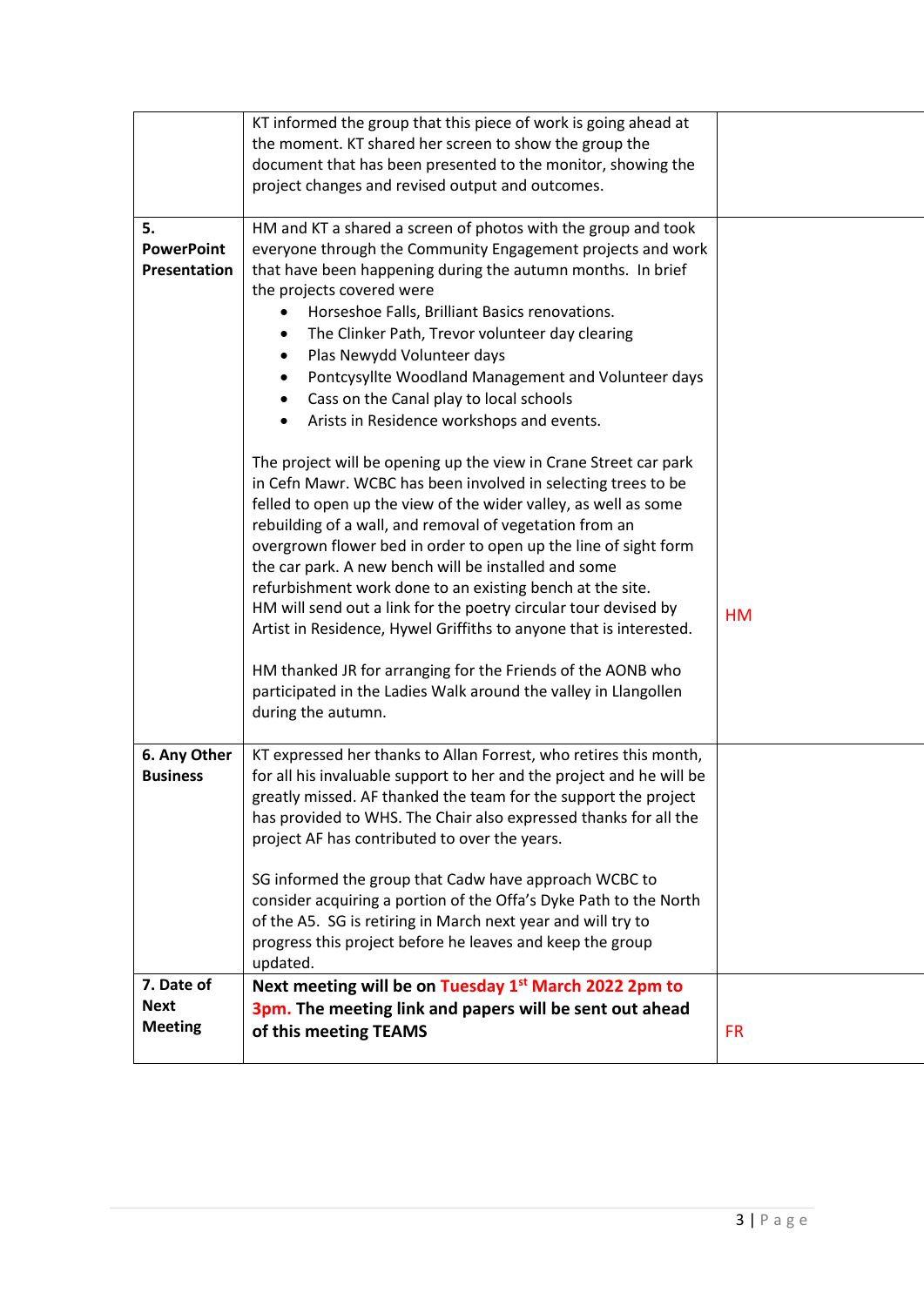| | | |
|---|---|---|
| | KT informed the group that this piece of work is going ahead at the moment. KT shared her screen to show the group the document that has been presented to the monitor, showing the project changes and revised output and outcomes. | |
| **5. PowerPoint Presentation** | HM and KT a shared a screen of photos with the group and took everyone through the Community Engagement projects and work that have been happening during the autumn months. In brief the projects covered were<br>• Horseshoe Falls, Brilliant Basics renovations.<br>• The Clinker Path, Trevor volunteer day clearing<br>• Plas Newydd Volunteer days<br>• Pontcysyllte Woodland Management and Volunteer days<br>• Cass on the Canal play to local schools<br>• Arists in Residence workshops and events.<br><br>The project will be opening up the view in Crane Street car park in Cefn Mawr. WCBC has been involved in selecting trees to be felled to open up the view of the wider valley, as well as some rebuilding of a wall, and removal of vegetation from an overgrown flower bed in order to open up the line of sight form the car park. A new bench will be installed and some refurbishment work done to an existing bench at the site.<br>HM will send out a link for the poetry circular tour devised by Artist in Residence, Hywel Griffiths to anyone that is interested.<br><br>HM thanked JR for arranging for the Friends of the AONB who participated in the Ladies Walk around the valley in Llangollen during the autumn. | HM |
| **6. Any Other Business** | KT expressed her thanks to Allan Forrest, who retires this month, for all his invaluable support to her and the project and he will be greatly missed. AF thanked the team for the support the project has provided to WHS. The Chair also expressed thanks for all the project AF has contributed to over the years.<br><br>SG informed the group that Cadw have approach WCBC to consider acquiring a portion of the Offa's Dyke Path to the North of the A5. SG is retiring in March next year and will try to progress this project before he leaves and keep the group updated. | |
| **7. Date of Next Meeting** | **Next meeting will be on Tuesday 1st March 2022 2pm to 3pm. The meeting link and papers will be sent out ahead of this meeting TEAMS** | FR |